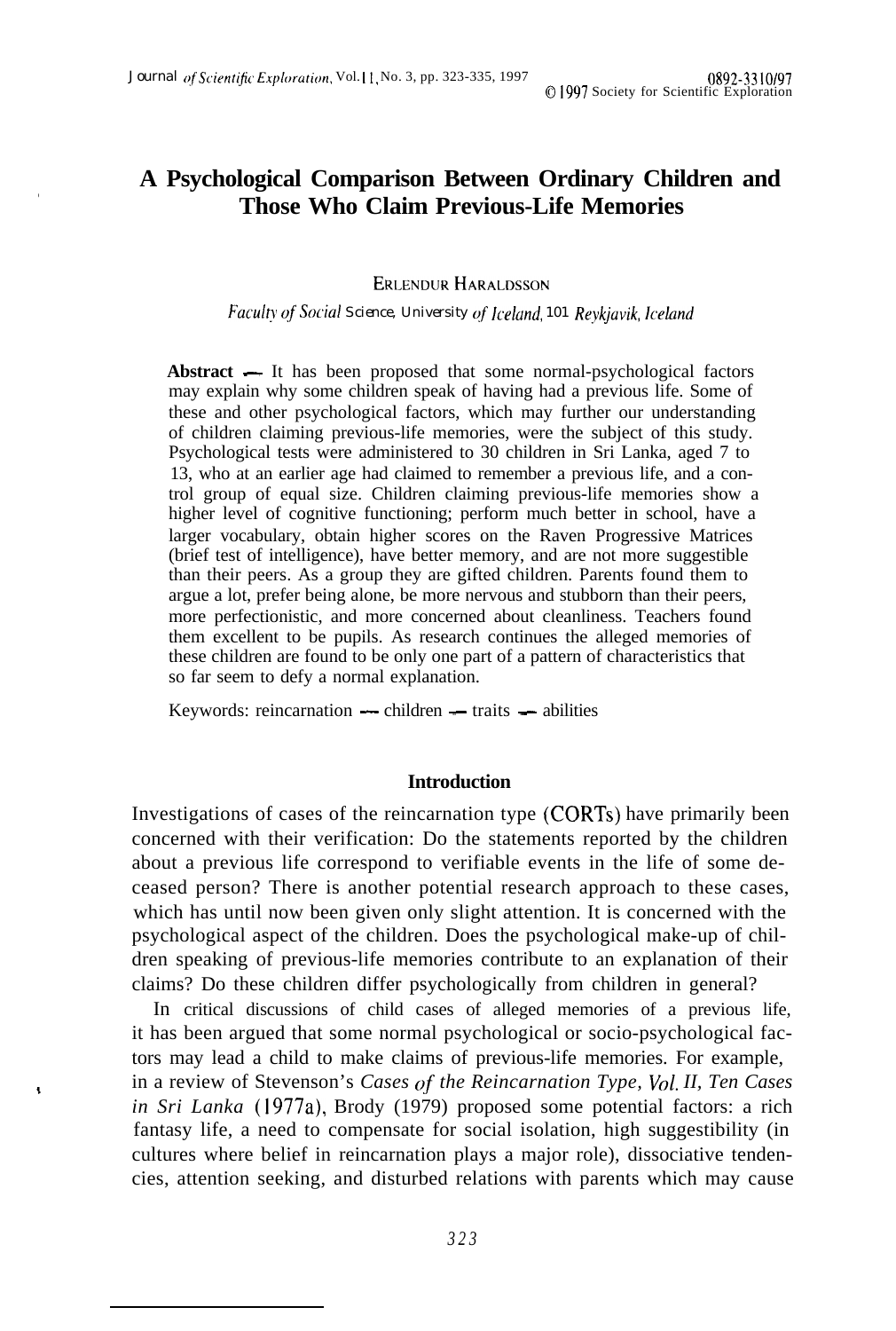# A Psychological Comparison Between Ordinary Children and Those Who Claim Previous-Life Memories

ERLENDUR HARALDSSON

*Faculty of Social Science, University of Iceland, 101 Reykjavik, Iceland*

**Abstract** — It has been proposed that some normal-psychological factors may explain why some children speak of having had a previous life. Some of these and other psychological factors, which may further our understanding of children claiming previous-life memories, were the subject of this study. Psychological tests were administered to 30 children in Sri Lanka, aged 7 to 13, who at an earlier age had claimed to remember a previous life, and a control group of equal size. Children claiming previous-life memories show a higher level of cognitive functioning; perform much better in school, have a larger vocabulary, obtain higher scores on the Raven Progressive Matrices (brief test of intelligence), have better memory, and are not more suggestible than their peers. As a group they are gifted children. Parents found them to argue a lot, prefer being alone, be more nervous and stubborn than their peers, more perfectionistic, and more concerned about cleanliness. Teachers found them excellent to be pupils. As research continues the alleged memories of these children are found to be only one part of a pattern of characteristics that so far seem to defy a normal explanation.

Keywords: reincarnation — children — traits — abilities

## Introduction

Investigations of cases of the reincarnation type (CORTs) have primarily been concerned with their verification: Do the statements reported by the children about a previous life correspond to verifiable events in the life of some deceased person? There is another potential research approach to these cases, which has until now been given only slight attention. It is concerned with the psychological aspect of the children. Does the psychological make-up of children speaking of previous-life memories contribute to an explanation of their claims? Do these children differ psychologically from children in general?

In critical discussions of child cases of alleged memories of a previous life, it has been argued that some normal psychological or socio-psychological factors may lead a child to make claims of previous-life memories. For example, in a review of Stevenson's *Cases of the Reincarnation Type, Vol. II, Ten Cases in Sri Lanka* (1977a), Brody (1979) proposed some potential factors: a rich fantasy life, a need to compensate for social isolation, high suggestibility (in cultures where belief in reincarnation plays a major role), dissociative tendencies, attention seeking, and disturbed relations with parents which may cause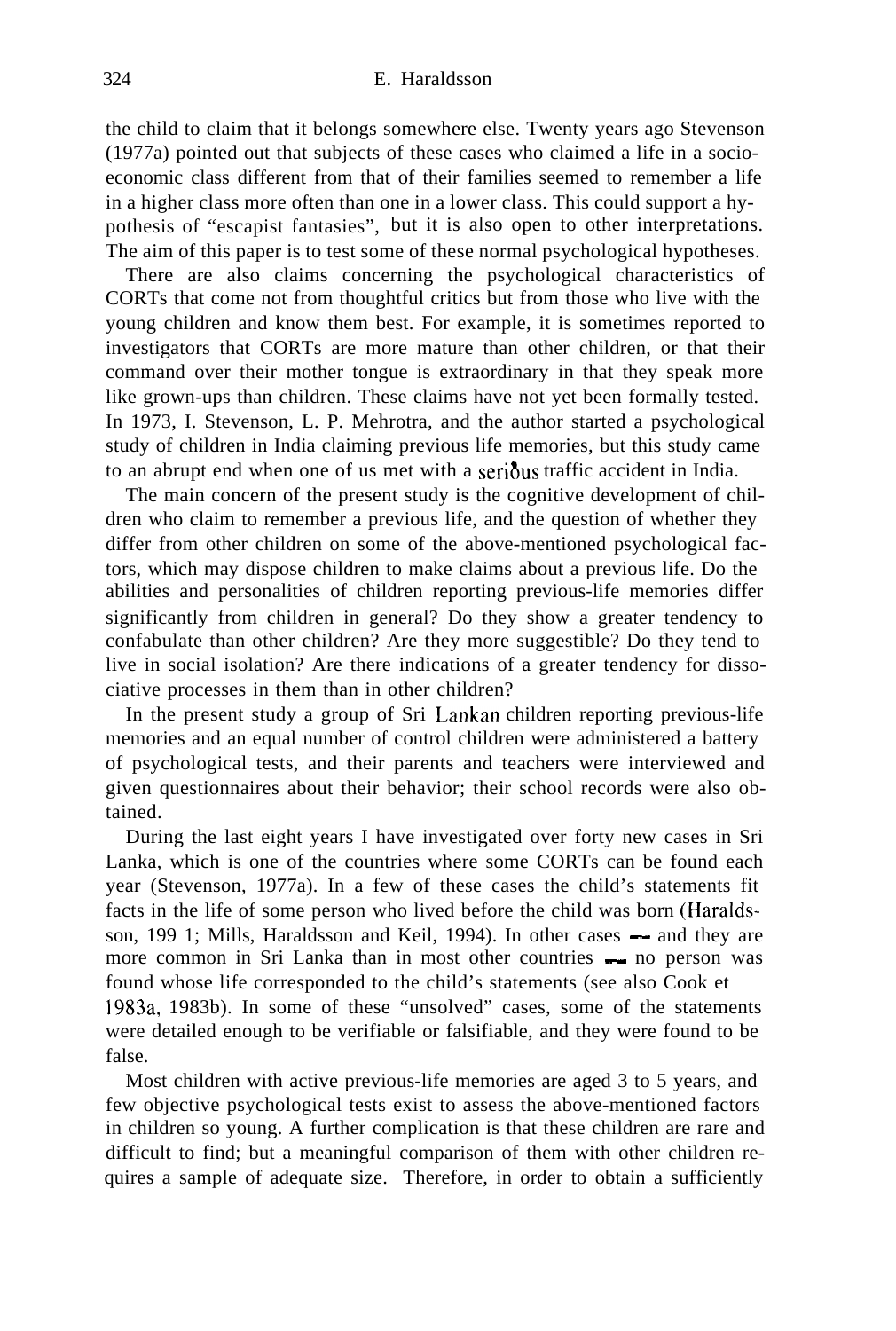the child to claim that it belongs somewhere else. Twenty years ago Stevenson (1977a) pointed out that subjects of these cases who claimed a life in a socio-economic class different from that of their families seemed to remember a life in a higher class more often than one in a lower class. This could support a hypothesis of "escapist fantasies", but it is also open to other interpretations. The aim of this paper is to test some of these normal psychological hypotheses.

There are also claims concerning the psychological characteristics of CORTs that come not from thoughtful critics but from those who live with the young children and know them best. For example, it is sometimes reported to investigators that CORTs are more mature than other children, or that their command over their mother tongue is extraordinary in that they speak more like grown-ups than children. These claims have not yet been formally tested. In 1973, I. Stevenson, L. P. Mehrotra, and the author started a psychological study of children in India claiming previous life memories, but this study came to an abrupt end when one of us met with a serious traffic accident in India.

The main concern of the present study is the cognitive development of children who claim to remember a previous life, and the question of whether they differ from other children on some of the above-mentioned psychological factors, which may dispose children to make claims about a previous life. Do the abilities and personalities of children reporting previous-life memories differ significantly from children in general? Do they show a greater tendency to confabulate than other children? Are they more suggestible? Do they tend to live in social isolation? Are there indications of a greater tendency for dissociative processes in them than in other children?

In the present study a group of Sri Lankan children reporting previous-life memories and an equal number of control children were administered a battery of psychological tests, and their parents and teachers were interviewed and given questionnaires about their behavior; their school records were also obtained.

During the last eight years I have investigated over forty new cases in Sri Lanka, which is one of the countries where some CORTs can be found each year (Stevenson, 1977a). In a few of these cases the child's statements fit facts in the life of some person who lived before the child was born (Haraldsson, 1991; Mills, Haraldsson and Keil, 1994). In other cases — and they are more common in Sri Lanka than in most other countries — no person was found whose life corresponded to the child's statements (see also Cook et 1983a, 1983b). In some of these "unsolved" cases, some of the statements were detailed enough to be verifiable or falsifiable, and they were found to be false.

Most children with active previous-life memories are aged 3 to 5 years, and few objective psychological tests exist to assess the above-mentioned factors in children so young. A further complication is that these children are rare and difficult to find; but a meaningful comparison of them with other children requires a sample of adequate size. Therefore, in order to obtain a sufficiently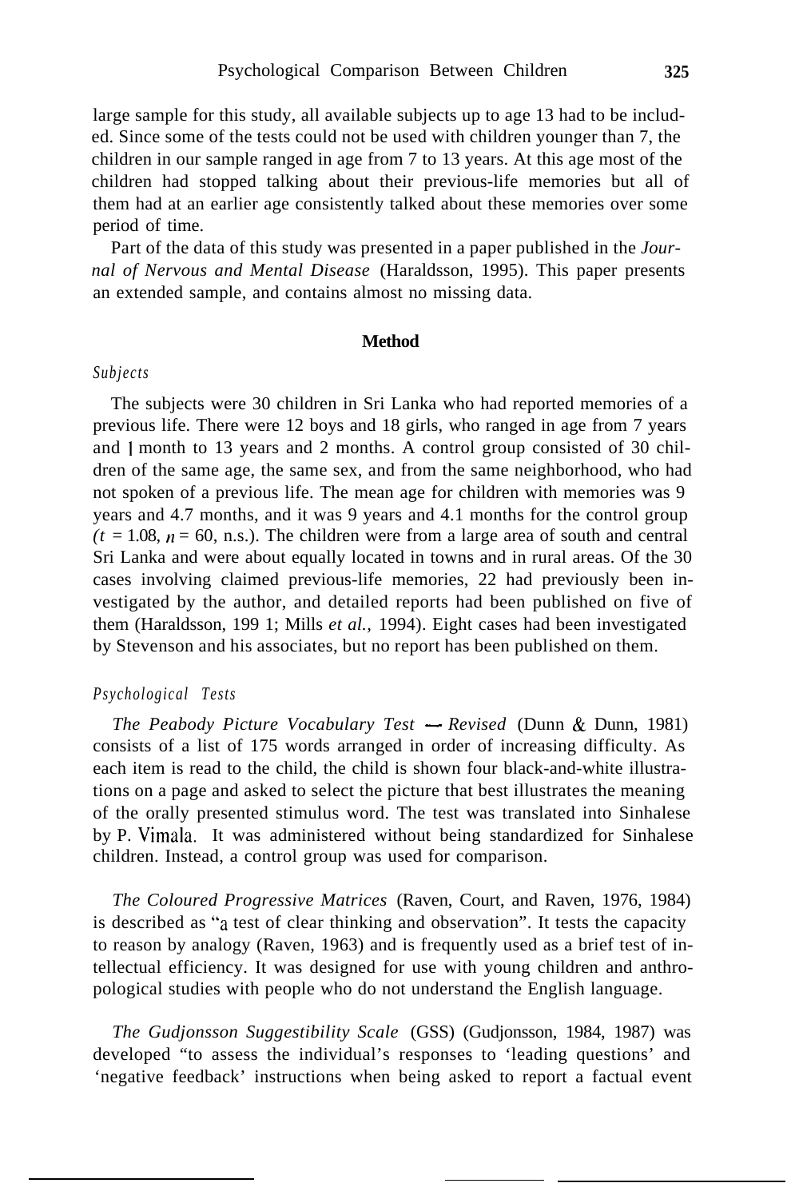large sample for this study, all available subjects up to age 13 had to be included. Since some of the tests could not be used with children younger than 7, the children in our sample ranged in age from 7 to 13 years. At this age most of the children had stopped talking about their previous-life memories but all of them had at an earlier age consistently talked about these memories over some period of time.

Part of the data of this study was presented in a paper published in the *Journal of Nervous and Mental Disease* (Haraldsson, 1995). This paper presents an extended sample, and contains almost no missing data.

## Method

### *Subjects*

The subjects were 30 children in Sri Lanka who had reported memories of a previous life. There were 12 boys and 18 girls, who ranged in age from 7 years and 1 month to 13 years and 2 months. A control group consisted of 30 children of the same age, the same sex, and from the same neighborhood, who had not spoken of a previous life. The mean age for children with memories was 9 years and 4.7 months, and it was 9 years and 4.1 months for the control group ($t$ = 1.08, $n$ = 60, n.s.). The children were from a large area of south and central Sri Lanka and were about equally located in towns and in rural areas. Of the 30 cases involving claimed previous-life memories, 22 had previously been investigated by the author, and detailed reports had been published on five of them (Haraldsson, 199 1; Mills *et al.,* 1994). Eight cases had been investigated by Stevenson and his associates, but no report has been published on them.

### *Psychological Tests*

*The Peabody Picture Vocabulary Test — Revised* (Dunn & Dunn, 1981) consists of a list of 175 words arranged in order of increasing difficulty. As each item is read to the child, the child is shown four black-and-white illustrations on a page and asked to select the picture that best illustrates the meaning of the orally presented stimulus word. The test was translated into Sinhalese by P. Vimala. It was administered without being standardized for Sinhalese children. Instead, a control group was used for comparison.

*The Coloured Progressive Matrices* (Raven, Court, and Raven, 1976, 1984) is described as "a test of clear thinking and observation". It tests the capacity to reason by analogy (Raven, 1963) and is frequently used as a brief test of intellectual efficiency. It was designed for use with young children and anthropological studies with people who do not understand the English language.

*The Gudjonsson Suggestibility Scale* (GSS) (Gudjonsson, 1984, 1987) was developed "to assess the individual's responses to 'leading questions' and 'negative feedback' instructions when being asked to report a factual event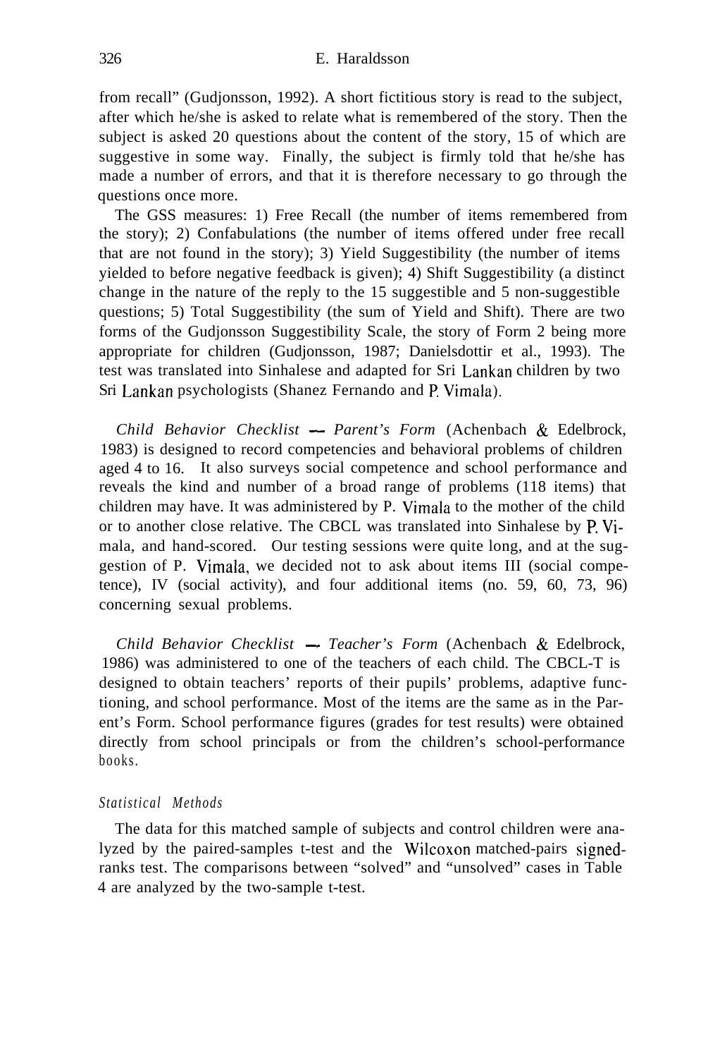from recall" (Gudjonsson, 1992). A short fictitious story is read to the subject, after which he/she is asked to relate what is remembered of the story. Then the subject is asked 20 questions about the content of the story, 15 of which are suggestive in some way. Finally, the subject is firmly told that he/she has made a number of errors, and that it is therefore necessary to go through the questions once more.

The GSS measures: 1) Free Recall (the number of items remembered from the story); 2) Confabulations (the number of items offered under free recall that are not found in the story); 3) Yield Suggestibility (the number of items yielded to before negative feedback is given); 4) Shift Suggestibility (a distinct change in the nature of the reply to the 15 suggestible and 5 non-suggestible questions; 5) Total Suggestibility (the sum of Yield and Shift). There are two forms of the Gudjonsson Suggestibility Scale, the story of Form 2 being more appropriate for children (Gudjonsson, 1987; Danielsdottir et al., 1993). The test was translated into Sinhalese and adapted for Sri Lankan children by two Sri Lankan psychologists (Shanez Fernando and P. Vimala).

*Child Behavior Checklist — Parent's Form* (Achenbach & Edelbrock, 1983) is designed to record competencies and behavioral problems of children aged 4 to 16. It also surveys social competence and school performance and reveals the kind and number of a broad range of problems (118 items) that children may have. It was administered by P. Vimala to the mother of the child or to another close relative. The CBCL was translated into Sinhalese by P. Vimala, and hand-scored. Our testing sessions were quite long, and at the suggestion of P. Vimala, we decided not to ask about items III (social competence), IV (social activity), and four additional items (no. 59, 60, 73, 96) concerning sexual problems.

*Child Behavior Checklist — Teacher's Form* (Achenbach & Edelbrock, 1986) was administered to one of the teachers of each child. The CBCL-T is designed to obtain teachers' reports of their pupils' problems, adaptive functioning, and school performance. Most of the items are the same as in the Parent's Form. School performance figures (grades for test results) were obtained directly from school principals or from the children's school-performance books.

### *Statistical Methods*

The data for this matched sample of subjects and control children were analyzed by the paired-samples t-test and the Wilcoxon matched-pairs signed-ranks test. The comparisons between "solved" and "unsolved" cases in Table 4 are analyzed by the two-sample t-test.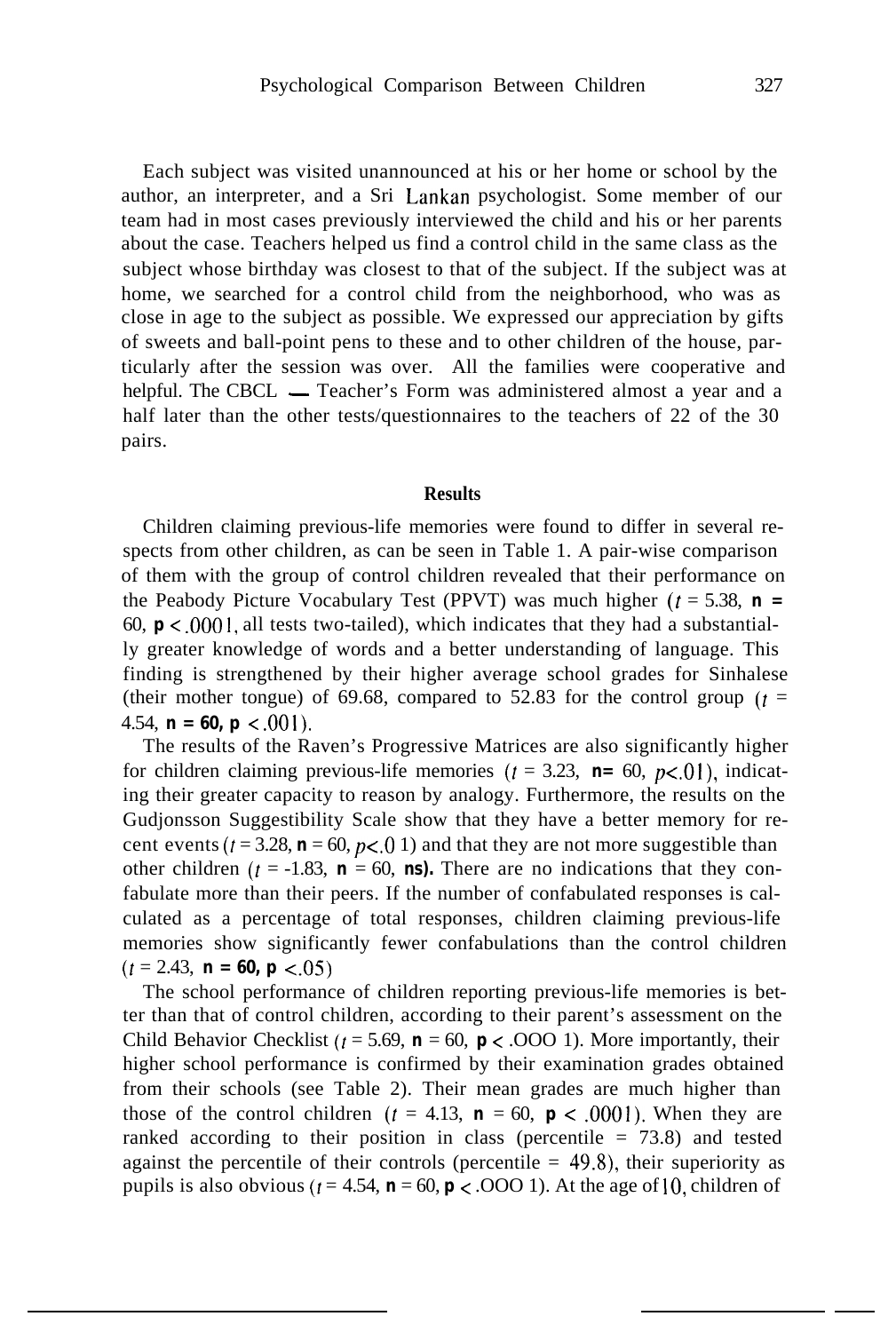Each subject was visited unannounced at his or her home or school by the author, an interpreter, and a Sri Lankan psychologist. Some member of our team had in most cases previously interviewed the child and his or her parents about the case. Teachers helped us find a control child in the same class as the subject whose birthday was closest to that of the subject. If the subject was at home, we searched for a control child from the neighborhood, who was as close in age to the subject as possible. We expressed our appreciation by gifts of sweets and ball-point pens to these and to other children of the house, particularly after the session was over. All the families were cooperative and helpful. The CBCL — Teacher's Form was administered almost a year and a half later than the other tests/questionnaires to the teachers of 22 of the 30 pairs.

## Results

Children claiming previous-life memories were found to differ in several respects from other children, as can be seen in Table 1. A pair-wise comparison of them with the group of control children revealed that their performance on the Peabody Picture Vocabulary Test (PPVT) was much higher ($t = 5.38$, $n = 60$, $p < .0001$, all tests two-tailed), which indicates that they had a substantially greater knowledge of words and a better understanding of language. This finding is strengthened by their higher average school grades for Sinhalese (their mother tongue) of 69.68, compared to 52.83 for the control group ($t = 4.54$, $n = 60$, $p < .001$).

The results of the Raven's Progressive Matrices are also significantly higher for children claiming previous-life memories ($t = 3.23$, $n = 60$, $p < .01$), indicating their greater capacity to reason by analogy. Furthermore, the results on the Gudjonsson Suggestibility Scale show that they have a better memory for recent events ($t = 3.28$, $n = 60$, $p < .01$) and that they are not more suggestible than other children ($t = -1.83$, $n = 60$, **ns**). There are no indications that they confabulate more than their peers. If the number of confabulated responses is calculated as a percentage of total responses, children claiming previous-life memories show significantly fewer confabulations than the control children ($t = 2.43$, $n = 60$, $p < .05$)

The school performance of children reporting previous-life memories is better than that of control children, according to their parent's assessment on the Child Behavior Checklist ($t = 5.69$, $n = 60$, $p < .0001$). More importantly, their higher school performance is confirmed by their examination grades obtained from their schools (see Table 2). Their mean grades are much higher than those of the control children ($t = 4.13$, $n = 60$, $p < .0001$). When they are ranked according to their position in class (percentile = 73.8) and tested against the percentile of their controls (percentile = 49.8), their superiority as pupils is also obvious ($t = 4.54$, $n = 60$, $p < .0001$). At the age of 10, children of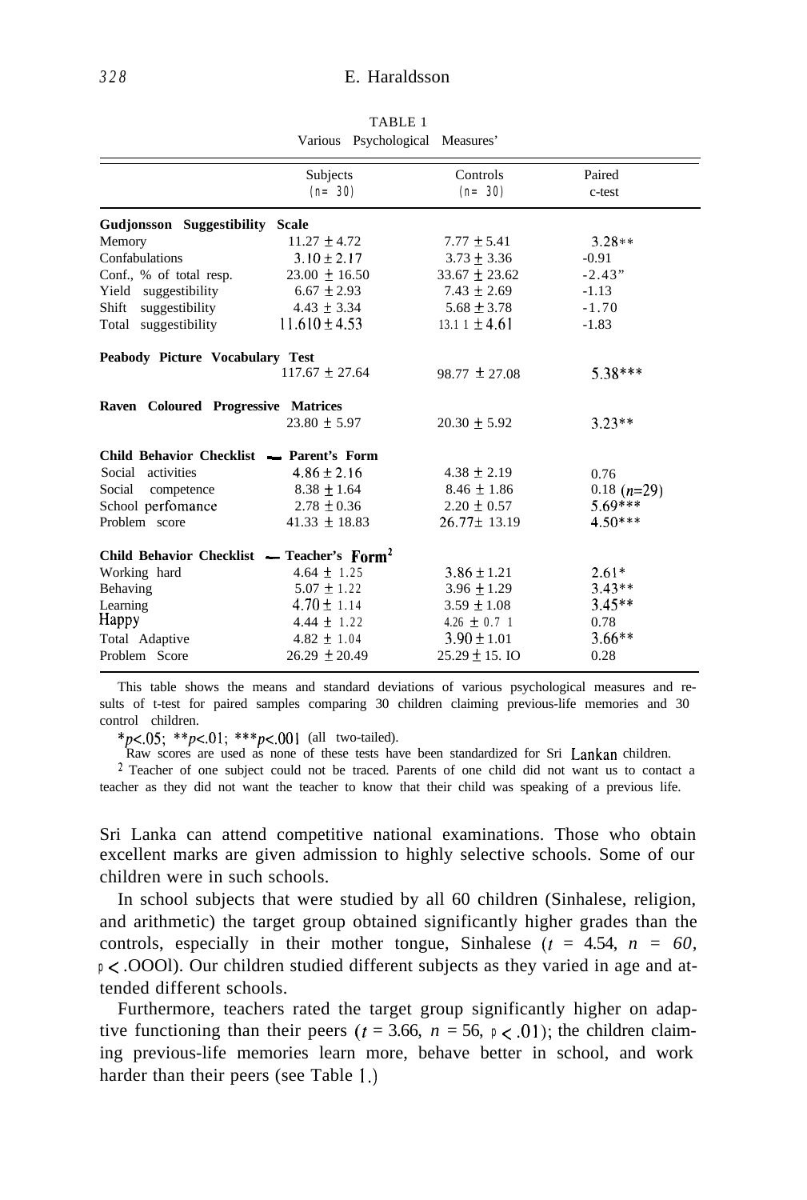TABLE 1

Various Psychological Measures[1]

| | Subjects (n= 30) | Controls (n= 30) | Paired t-test |
|---|---|---|---|
| **Gudjonsson Suggestibility Scale** | | | |
| Memory | 11.27 ± 4.72 | 7.77 ± 5.41 | 3.28** |
| Confabulations | 3.10 ± 2.17 | 3.73 ± 3.36 | -0.91 |
| Conf., % of total resp. | 23.00 ± 16.50 | 33.67 ± 23.62 | -2.43* |
| Yield suggestibility | 6.67 ± 2.93 | 7.43 ± 2.69 | -1.13 |
| Shift suggestibility | 4.43 ± 3.34 | 5.68 ± 3.78 | -1.70 |
| Total suggestibility | 11.610 ± 4.53 | 13.11 ± 4.61 | -1.83 |
| **Peabody Picture Vocabulary Test** | | | |
| | 117.67 ± 27.64 | 98.77 ± 27.08 | 5.38*** |
| **Raven Coloured Progressive Matrices** | | | |
| | 23.80 ± 5.97 | 20.30 ± 5.92 | 3.23** |
| **Child Behavior Checklist — Parent's Form** | | | |
| Social activities | 4.86 ± 2.16 | 4.38 ± 2.19 | 0.76 |
| Social competence | 8.38 ± 1.64 | 8.46 ± 1.86 | 0.18 (n=29) |
| School perfomance | 2.78 ± 0.36 | 2.20 ± 0.57 | 5.69*** |
| Problem score | 41.33 ± 18.83 | 26.77± 13.19 | 4.50*** |
| **Child Behavior Checklist — Teacher's Form[2]** | | | |
| Working hard | 4.64 ± 1.25 | 3.86 ± 1.21 | 2.61* |
| Behaving | 5.07 ± 1.22 | 3.96 ± 1.29 | 3.43** |
| Learning | 4.70 ± 1.14 | 3.59 ± 1.08 | 3.45** |
| Happy | 4.44 ± 1.22 | 4.26 ± 0.71 | 0.78 |
| Total Adaptive | 4.82 ± 1.04 | 3.90 ± 1.01 | 3.66** |
| Problem Score | 26.29 ± 20.49 | 25.29 ± 15.10 | 0.28 |

This table shows the means and standard deviations of various psychological measures and results of t-test for paired samples comparing 30 children claiming previous-life memories and 30 control children.

*$p<.05$; **$p<.01$; ***$p<.001$ (all two-tailed).

[1] Raw scores are used as none of these tests have been standardized for Sri Lankan children.

[2] Teacher of one subject could not be traced. Parents of one child did not want us to contact a teacher as they did not want the teacher to know that their child was speaking of a previous life.

Sri Lanka can attend competitive national examinations. Those who obtain excellent marks are given admission to highly selective schools. Some of our children were in such schools.

In school subjects that were studied by all 60 children (Sinhalese, religion, and arithmetic) the target group obtained significantly higher grades than the controls, especially in their mother tongue, Sinhalese ($t$ = 4.54, $n$ = 60, $p < .0001$). Our children studied different subjects as they varied in age and attended different schools.

Furthermore, teachers rated the target group significantly higher on adaptive functioning than their peers ($t$ = 3.66, $n$ = 56, $p < .01$); the children claiming previous-life memories learn more, behave better in school, and work harder than their peers (see Table 1.)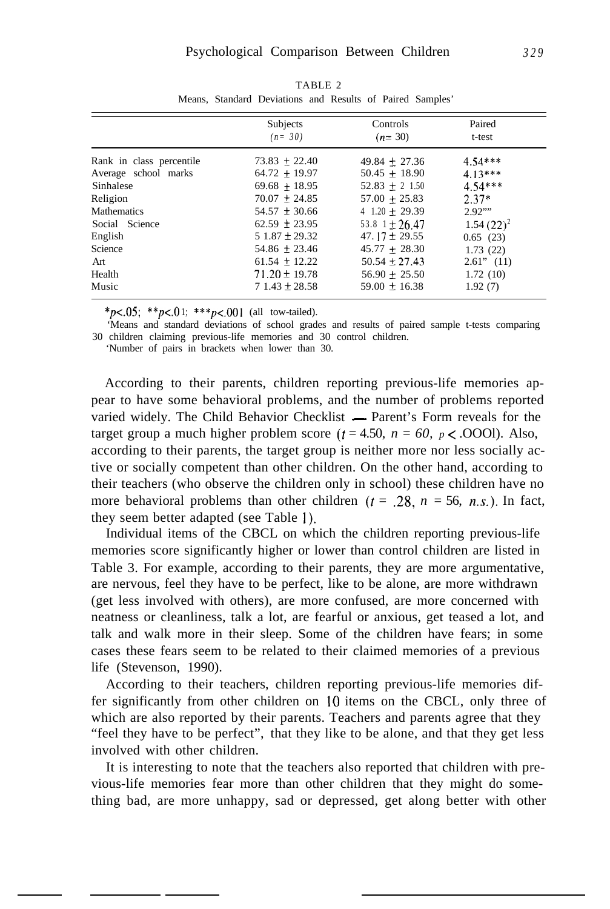TABLE 2

Means, Standard Deviations and Results of Paired Samples'

| | Subjects ($n = 30$) | Controls ($n = 30$) | Paired t-test |
|---|---|---|---|
| Rank in class percentile | 73.83 ± 22.40 | 49.84 ± 27.36 | 4.54*** |
| Average school marks | 64.72 ± 19.97 | 50.45 ± 18.90 | 4.13*** |
| Sinhalese | 69.68 ± 18.95 | 52.83 ± 21.50 | 4.54*** |
| Religion | 70.07 ± 24.85 | 57.00 ± 25.83 | 2.37* |
| Mathematics | 54.57 ± 30.66 | 41.20 ± 29.39 | 2.92** |
| Social Science | 62.59 ± 23.95 | 53.81 ± 26.47 | 1.54 (22)[2] |
| English | 51.87 ± 29.32 | 47.17 ± 29.55 | 0.65 (23) |
| Science | 54.86 ± 23.46 | 45.77 ± 28.30 | 1.73 (22) |
| Art | 61.54 ± 12.22 | 50.54 ± 27.43 | 2.61* (11) |
| Health | 71.20 ± 19.78 | 56.90 ± 25.50 | 1.72 (10) |
| Music | 71.43 ± 28.58 | 59.00 ± 16.38 | 1.92 (7) |

*$p < .05$; **$p < .01$; ***$p < .001$ (all tow-tailed).

[1]Means and standard deviations of school grades and results of paired sample t-tests comparing 30 children claiming previous-life memories and 30 control children.

[2]Number of pairs in brackets when lower than 30.

According to their parents, children reporting previous-life memories appear to have some behavioral problems, and the number of problems reported varied widely. The Child Behavior Checklist — Parent's Form reveals for the target group a much higher problem score ($t = 4.50$, $n = 60$, $p < .0001$). Also, according to their parents, the target group is neither more nor less socially active or socially competent than other children. On the other hand, according to their teachers (who observe the children only in school) these children have no more behavioral problems than other children ($t = .28$, $n = 56$, *n.s.*). In fact, they seem better adapted (see Table 1).

Individual items of the CBCL on which the children reporting previous-life memories score significantly higher or lower than control children are listed in Table 3. For example, according to their parents, they are more argumentative, are nervous, feel they have to be perfect, like to be alone, are more withdrawn (get less involved with others), are more confused, are more concerned with neatness or cleanliness, talk a lot, are fearful or anxious, get teased a lot, and talk and walk more in their sleep. Some of the children have fears; in some cases these fears seem to be related to their claimed memories of a previous life (Stevenson, 1990).

According to their teachers, children reporting previous-life memories differ significantly from other children on 10 items on the CBCL, only three of which are also reported by their parents. Teachers and parents agree that they "feel they have to be perfect", that they like to be alone, and that they get less involved with other children.

It is interesting to note that the teachers also reported that children with previous-life memories fear more than other children that they might do something bad, are more unhappy, sad or depressed, get along better with other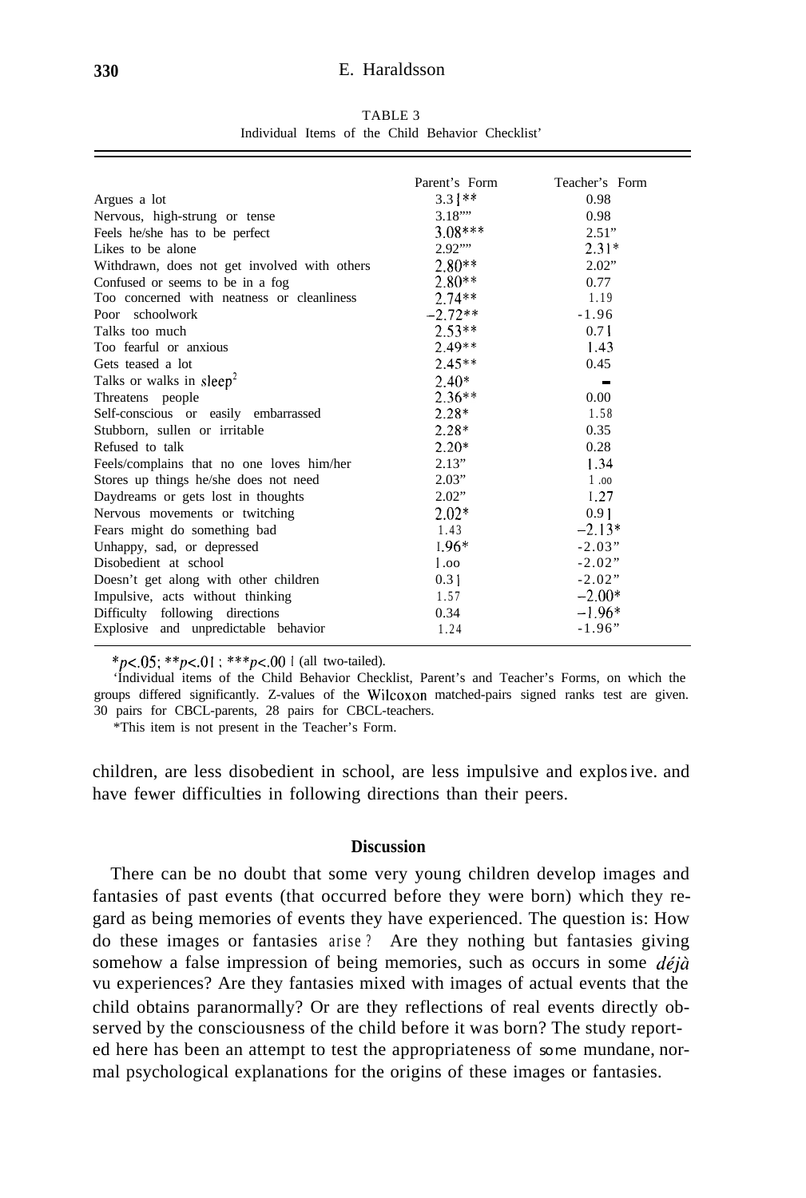TABLE 3
Individual Items of the Child Behavior Checklist[1]

| | Parent's Form | Teacher's Form |
|---|---|---|
| Argues a lot | 3.31** | 0.98 |
| Nervous, high-strung or tense | 3.18** | 0.98 |
| Feels he/she has to be perfect | 3.08*** | 2.51* |
| Likes to be alone | 2.92** | 2.31* |
| Withdrawn, does not get involved with others | 2.80** | 2.02* |
| Confused or seems to be in a fog | 2.80** | 0.77 |
| Too concerned with neatness or cleanliness | 2.74** | 1.19 |
| Poor schoolwork | −2.72** | -1.96 |
| Talks too much | 2.53** | 0.71 |
| Too fearful or anxious | 2.49** | 1.43 |
| Gets teased a lot | 2.45** | 0.45 |
| Talks or walks in sleep[2] | 2.40* | − |
| Threatens people | 2.36** | 0.00 |
| Self-conscious or easily embarrassed | 2.28* | 1.58 |
| Stubborn, sullen or irritable | 2.28* | 0.35 |
| Refused to talk | 2.20* | 0.28 |
| Feels/complains that no one loves him/her | 2.13* | 1.34 |
| Stores up things he/she does not need | 2.03* | 1.00 |
| Daydreams or gets lost in thoughts | 2.02* | 1.27 |
| Nervous movements or twitching | 2.02* | 0.91 |
| Fears might do something bad | 1.43 | −2.13* |
| Unhappy, sad, or depressed | 1.96* | -2.03* |
| Disobedient at school | 1.00 | -2.02* |
| Doesn't get along with other children | 0.31 | -2.02* |
| Impulsive, acts without thinking | 1.57 | −2.00* |
| Difficulty following directions | 0.34 | −1.96* |
| Explosive and unpredictable behavior | 1.24 | -1.96* |

*$p<.05$; **$p<.01$; ***$p<.001$ (all two-tailed).

[1]Individual items of the Child Behavior Checklist, Parent's and Teacher's Forms, on which the groups differed significantly. Z-values of the Wilcoxon matched-pairs signed ranks test are given. 30 pairs for CBCL-parents, 28 pairs for CBCL-teachers.

[2]This item is not present in the Teacher's Form.

children, are less disobedient in school, are less impulsive and explosive. and have fewer difficulties in following directions than their peers.

## Discussion

There can be no doubt that some very young children develop images and fantasies of past events (that occurred before they were born) which they regard as being memories of events they have experienced. The question is: How do these images or fantasies arise? Are they nothing but fantasies giving somehow a false impression of being memories, such as occurs in some *déjà* vu experiences? Are they fantasies mixed with images of actual events that the child obtains paranormally? Or are they reflections of real events directly observed by the consciousness of the child before it was born? The study reported here has been an attempt to test the appropriateness of some mundane, normal psychological explanations for the origins of these images or fantasies.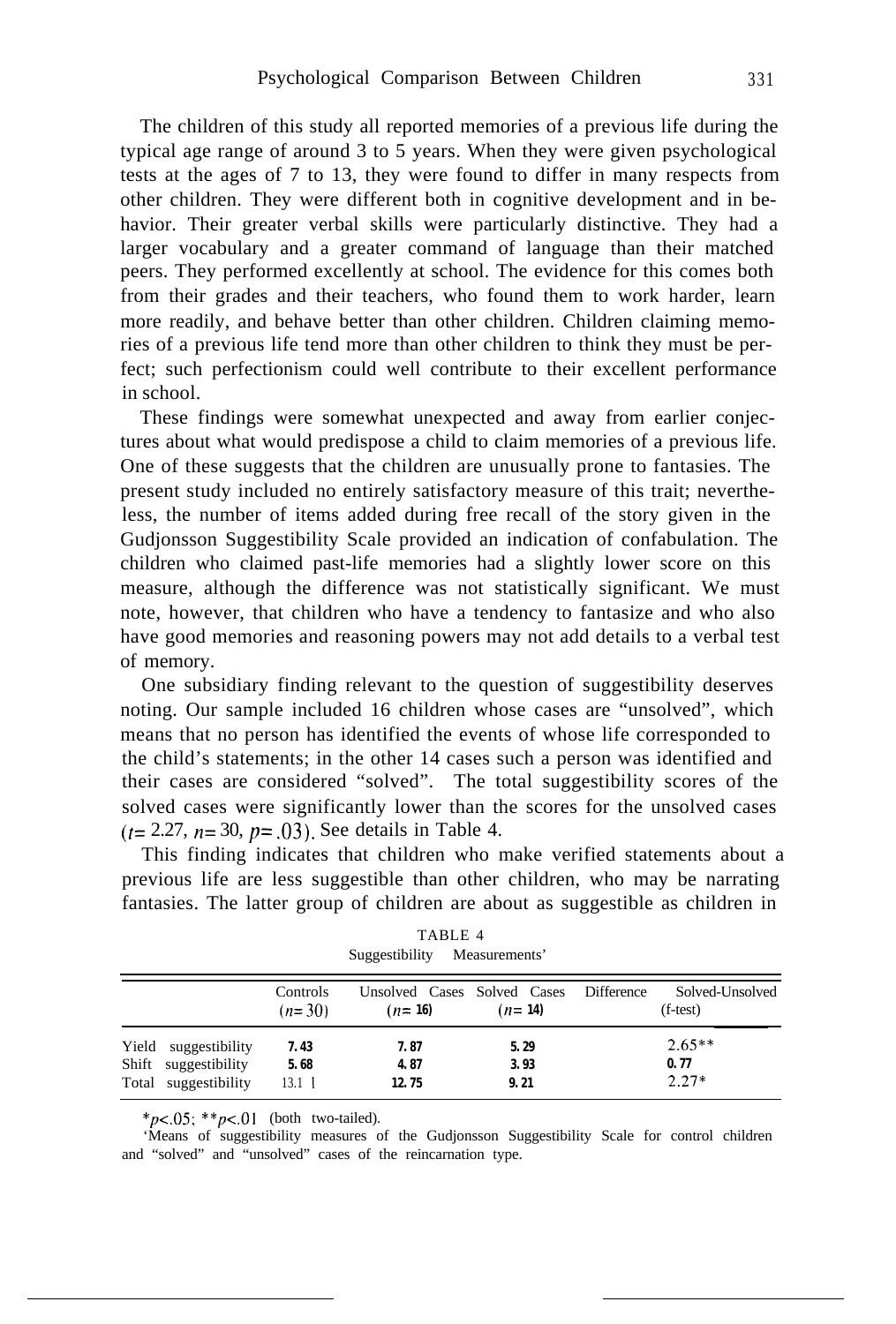The children of this study all reported memories of a previous life during the typical age range of around 3 to 5 years. When they were given psychological tests at the ages of 7 to 13, they were found to differ in many respects from other children. They were different both in cognitive development and in behavior. Their greater verbal skills were particularly distinctive. They had a larger vocabulary and a greater command of language than their matched peers. They performed excellently at school. The evidence for this comes both from their grades and their teachers, who found them to work harder, learn more readily, and behave better than other children. Children claiming memories of a previous life tend more than other children to think they must be perfect; such perfectionism could well contribute to their excellent performance in school.

These findings were somewhat unexpected and away from earlier conjectures about what would predispose a child to claim memories of a previous life. One of these suggests that the children are unusually prone to fantasies. The present study included no entirely satisfactory measure of this trait; nevertheless, the number of items added during free recall of the story given in the Gudjonsson Suggestibility Scale provided an indication of confabulation. The children who claimed past-life memories had a slightly lower score on this measure, although the difference was not statistically significant. We must note, however, that children who have a tendency to fantasize and who also have good memories and reasoning powers may not add details to a verbal test of memory.

One subsidiary finding relevant to the question of suggestibility deserves noting. Our sample included 16 children whose cases are "unsolved", which means that no person has identified the events of whose life corresponded to the child's statements; in the other 14 cases such a person was identified and their cases are considered "solved". The total suggestibility scores of the solved cases were significantly lower than the scores for the unsolved cases ($t= 2.27$, $n= 30$, $p= .03$). See details in Table 4.

This finding indicates that children who make verified statements about a previous life are less suggestible than other children, who may be narrating fantasies. The latter group of children are about as suggestible as children in

TABLE 4
Suggestibility Measurements'

| | Controls ($n=30$) | Unsolved Cases ($n=16$) | Solved Cases ($n=14$) | Difference Solved-Unsolved (t-test) |
|---|---|---|---|---|
| Yield suggestibility | 7.43 | 7.87 | 5.29 | 2.65** |
| Shift suggestibility | 5.68 | 4.87 | 3.93 | 0.77 |
| Total suggestibility | 13.1 1 | 12.75 | 9.21 | 2.27* |

*$p<.05$; **$p<.01$ (both two-tailed).

'Means of suggestibility measures of the Gudjonsson Suggestibility Scale for control children and "solved" and "unsolved" cases of the reincarnation type.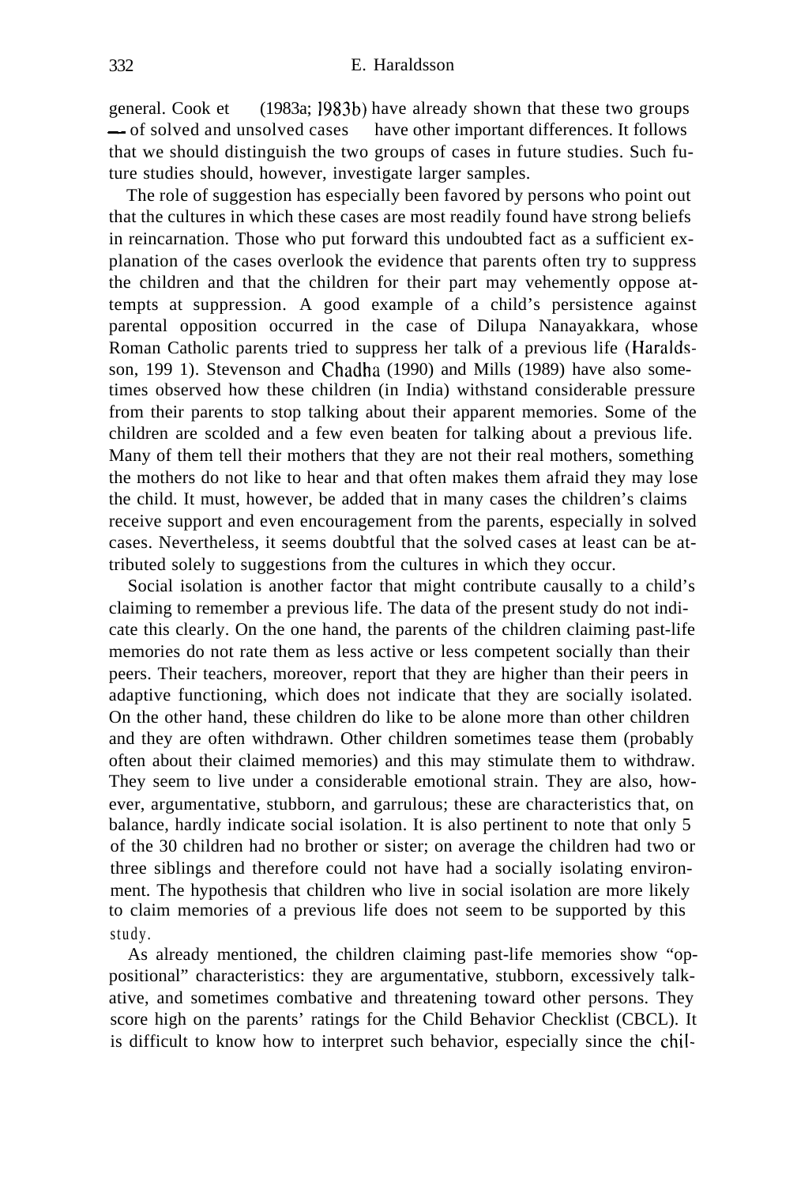general. Cook et (1983a; 1983b) have already shown that these two groups — of solved and unsolved cases have other important differences. It follows that we should distinguish the two groups of cases in future studies. Such future studies should, however, investigate larger samples.

The role of suggestion has especially been favored by persons who point out that the cultures in which these cases are most readily found have strong beliefs in reincarnation. Those who put forward this undoubted fact as a sufficient explanation of the cases overlook the evidence that parents often try to suppress the children and that the children for their part may vehemently oppose attempts at suppression. A good example of a child's persistence against parental opposition occurred in the case of Dilupa Nanayakkara, whose Roman Catholic parents tried to suppress her talk of a previous life (Haraldsson, 1991). Stevenson and Chadha (1990) and Mills (1989) have also sometimes observed how these children (in India) withstand considerable pressure from their parents to stop talking about their apparent memories. Some of the children are scolded and a few even beaten for talking about a previous life. Many of them tell their mothers that they are not their real mothers, something the mothers do not like to hear and that often makes them afraid they may lose the child. It must, however, be added that in many cases the children's claims receive support and even encouragement from the parents, especially in solved cases. Nevertheless, it seems doubtful that the solved cases at least can be attributed solely to suggestions from the cultures in which they occur.

Social isolation is another factor that might contribute causally to a child's claiming to remember a previous life. The data of the present study do not indicate this clearly. On the one hand, the parents of the children claiming past-life memories do not rate them as less active or less competent socially than their peers. Their teachers, moreover, report that they are higher than their peers in adaptive functioning, which does not indicate that they are socially isolated. On the other hand, these children do like to be alone more than other children and they are often withdrawn. Other children sometimes tease them (probably often about their claimed memories) and this may stimulate them to withdraw. They seem to live under a considerable emotional strain. They are also, however, argumentative, stubborn, and garrulous; these are characteristics that, on balance, hardly indicate social isolation. It is also pertinent to note that only 5 of the 30 children had no brother or sister; on average the children had two or three siblings and therefore could not have had a socially isolating environment. The hypothesis that children who live in social isolation are more likely to claim memories of a previous life does not seem to be supported by this study.

As already mentioned, the children claiming past-life memories show "oppositional" characteristics: they are argumentative, stubborn, excessively talkative, and sometimes combative and threatening toward other persons. They score high on the parents' ratings for the Child Behavior Checklist (CBCL). It is difficult to know how to interpret such behavior, especially since the chil-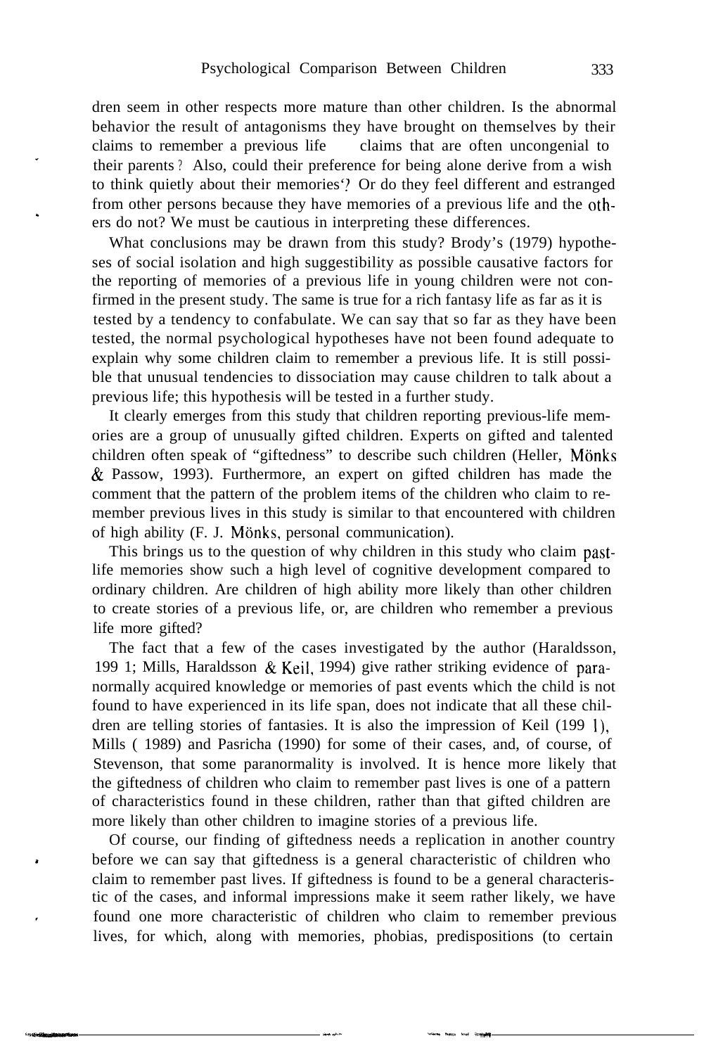dren seem in other respects more mature than other children. Is the abnormal behavior the result of antagonisms they have brought on themselves by their claims to remember a previous life claims that are often uncongenial to their parents? Also, could their preference for being alone derive from a wish to think quietly about their memories? Or do they feel different and estranged from other persons because they have memories of a previous life and the others do not? We must be cautious in interpreting these differences.

What conclusions may be drawn from this study? Brody's (1979) hypotheses of social isolation and high suggestibility as possible causative factors for the reporting of memories of a previous life in young children were not confirmed in the present study. The same is true for a rich fantasy life as far as it is tested by a tendency to confabulate. We can say that so far as they have been tested, the normal psychological hypotheses have not been found adequate to explain why some children claim to remember a previous life. It is still possible that unusual tendencies to dissociation may cause children to talk about a previous life; this hypothesis will be tested in a further study.

It clearly emerges from this study that children reporting previous-life memories are a group of unusually gifted children. Experts on gifted and talented children often speak of "giftedness" to describe such children (Heller, Mönks & Passow, 1993). Furthermore, an expert on gifted children has made the comment that the pattern of the problem items of the children who claim to remember previous lives in this study is similar to that encountered with children of high ability (F. J. Mönks, personal communication).

This brings us to the question of why children in this study who claim past-life memories show such a high level of cognitive development compared to ordinary children. Are children of high ability more likely than other children to create stories of a previous life, or, are children who remember a previous life more gifted?

The fact that a few of the cases investigated by the author (Haraldsson, 1991; Mills, Haraldsson & Keil, 1994) give rather striking evidence of paranormally acquired knowledge or memories of past events which the child is not found to have experienced in its life span, does not indicate that all these children are telling stories of fantasies. It is also the impression of Keil (1991), Mills (1989) and Pasricha (1990) for some of their cases, and, of course, of Stevenson, that some paranormality is involved. It is hence more likely that the giftedness of children who claim to remember past lives is one of a pattern of characteristics found in these children, rather than that gifted children are more likely than other children to imagine stories of a previous life.

Of course, our finding of giftedness needs a replication in another country before we can say that giftedness is a general characteristic of children who claim to remember past lives. If giftedness is found to be a general characteristic of the cases, and informal impressions make it seem rather likely, we have found one more characteristic of children who claim to remember previous lives, for which, along with memories, phobias, predispositions (to certain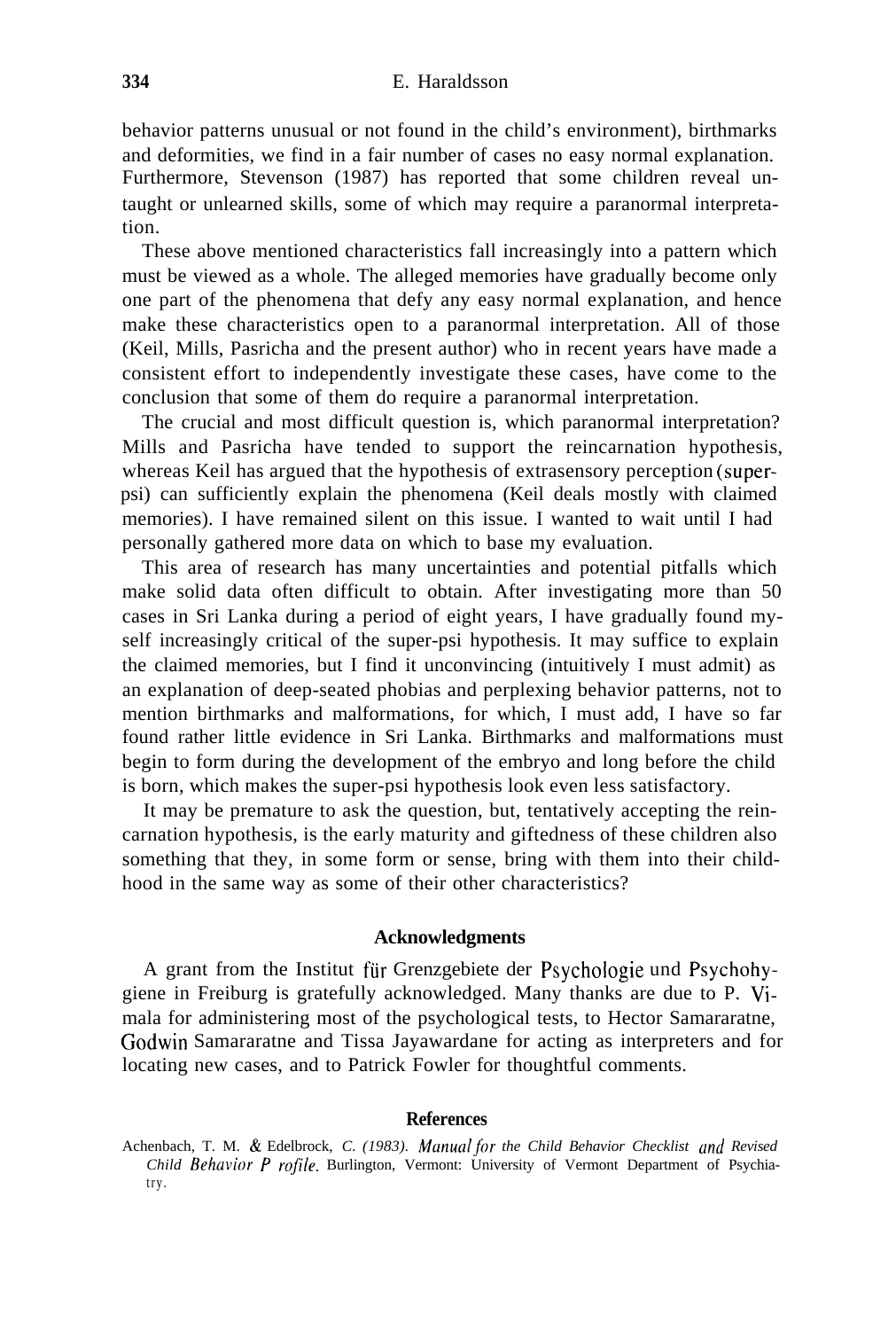behavior patterns unusual or not found in the child's environment), birthmarks and deformities, we find in a fair number of cases no easy normal explanation. Furthermore, Stevenson (1987) has reported that some children reveal untaught or unlearned skills, some of which may require a paranormal interpretation.

These above mentioned characteristics fall increasingly into a pattern which must be viewed as a whole. The alleged memories have gradually become only one part of the phenomena that defy any easy normal explanation, and hence make these characteristics open to a paranormal interpretation. All of those (Keil, Mills, Pasricha and the present author) who in recent years have made a consistent effort to independently investigate these cases, have come to the conclusion that some of them do require a paranormal interpretation.

The crucial and most difficult question is, which paranormal interpretation? Mills and Pasricha have tended to support the reincarnation hypothesis, whereas Keil has argued that the hypothesis of extrasensory perception (super-psi) can sufficiently explain the phenomena (Keil deals mostly with claimed memories). I have remained silent on this issue. I wanted to wait until I had personally gathered more data on which to base my evaluation.

This area of research has many uncertainties and potential pitfalls which make solid data often difficult to obtain. After investigating more than 50 cases in Sri Lanka during a period of eight years, I have gradually found myself increasingly critical of the super-psi hypothesis. It may suffice to explain the claimed memories, but I find it unconvincing (intuitively I must admit) as an explanation of deep-seated phobias and perplexing behavior patterns, not to mention birthmarks and malformations, for which, I must add, I have so far found rather little evidence in Sri Lanka. Birthmarks and malformations must begin to form during the development of the embryo and long before the child is born, which makes the super-psi hypothesis look even less satisfactory.

It may be premature to ask the question, but, tentatively accepting the reincarnation hypothesis, is the early maturity and giftedness of these children also something that they, in some form or sense, bring with them into their childhood in the same way as some of their other characteristics?

## Acknowledgments

A grant from the Institut für Grenzgebiete der Psychologie und Psychohygiene in Freiburg is gratefully acknowledged. Many thanks are due to P. Vimala for administering most of the psychological tests, to Hector Samararatne, Godwin Samararatne and Tissa Jayawardane for acting as interpreters and for locating new cases, and to Patrick Fowler for thoughtful comments.

## References

Achenbach, T. M. & Edelbrock, C. (1983). *Manual for the Child Behavior Checklist and Revised Child Behavior Profile.* Burlington, Vermont: University of Vermont Department of Psychiatry.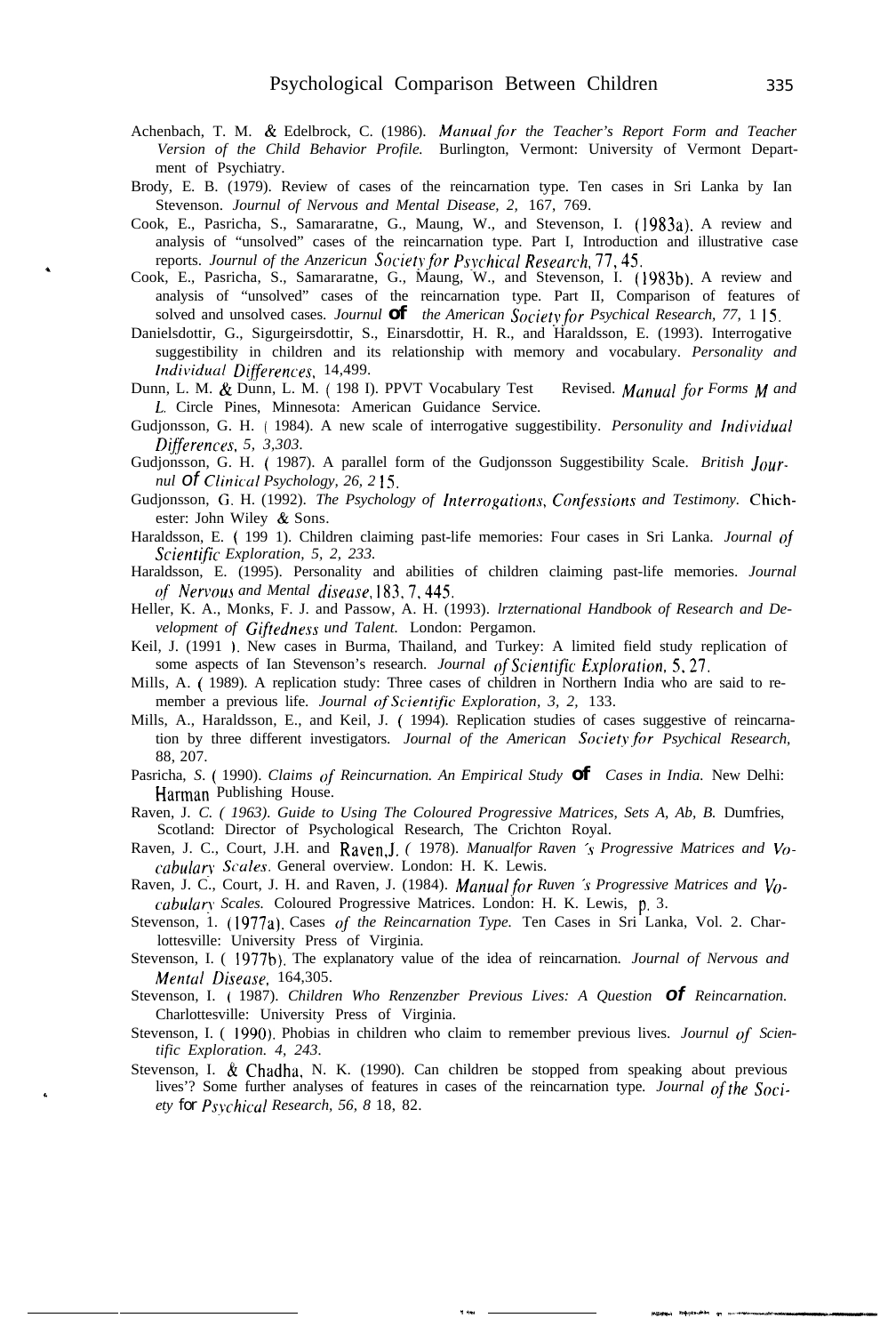Achenbach, T. M. & Edelbrock, C. (1986). *Manual for the Teacher's Report Form and Teacher Version of the Child Behavior Profile.* Burlington, Vermont: University of Vermont Department of Psychiatry.

Brody, E. B. (1979). Review of cases of the reincarnation type. Ten cases in Sri Lanka by Ian Stevenson. *Journul of Nervous and Mental Disease, 2,* 167, 769.

Cook, E., Pasricha, S., Samararatne, G., Maung, W., and Stevenson, I. (1983a). A review and analysis of "unsolved" cases of the reincarnation type. Part I, Introduction and illustrative case reports. *Journul of the Anzericun Society for Psychical Research,* 77, 45.

Cook, E., Pasricha, S., Samararatne, G., Maung, W., and Stevenson, I. (1983b). A review and analysis of "unsolved" cases of the reincarnation type. Part II, Comparison of features of solved and unsolved cases. *Journul of the American Society for Psychical Research, 77,* 115.

Danielsdottir, G., Sigurgeirsdottir, S., Einarsdottir, H. R., and Haraldsson, E. (1993). Interrogative suggestibility in children and its relationship with memory and vocabulary. *Personality and Individual Differences,* 14,499.

Dunn, L. M. & Dunn, L. M. (198 I). PPVT Vocabulary Test Revised. *Manual for Forms M and L.* Circle Pines, Minnesota: American Guidance Service.

Gudjonsson, G. H. (1984). A new scale of interrogative suggestibility. *Personulity and Individual Differences, 5, 3,303.*

Gudjonsson, G. H. (1987). A parallel form of the Gudjonsson Suggestibility Scale. *British Journul of Clinical Psychology, 26,* 215.

Gudjonsson, G. H. (1992). *The Psychology of Interrogations, Confessions and Testimony.* Chichester: John Wiley & Sons.

Haraldsson, E. (199 1). Children claiming past-life memories: Four cases in Sri Lanka. *Journal of Scientific Exploration, 5, 2, 233.*

Haraldsson, E. (1995). Personality and abilities of children claiming past-life memories. *Journal of Nervous and Mental disease,* 183, 7, 445.

Heller, K. A., Monks, F. J. and Passow, A. H. (1993). *lrzternational Handbook of Research and Development of Giftedness und Talent.* London: Pergamon.

Keil, J. (1991). New cases in Burma, Thailand, and Turkey: A limited field study replication of some aspects of Ian Stevenson's research. *Journal of Scientific Exploration,* 5, 27.

Mills, A. (1989). A replication study: Three cases of children in Northern India who are said to remember a previous life. *Journal of Scientific Exploration, 3, 2,* 133.

Mills, A., Haraldsson, E., and Keil, J. (1994). Replication studies of cases suggestive of reincarnation by three different investigators. *Journal of the American Society for Psychical Research,* 88, 207.

Pasricha, S. (1990). *Claims of Reincurnation. An Empirical Study of Cases in India.* New Delhi: Harman Publishing House.

Raven, J. C. (1963). *Guide to Using The Coloured Progressive Matrices, Sets A, Ab, B.* Dumfries, Scotland: Director of Psychological Research, The Crichton Royal.

Raven, J. C., Court, J.H. and Raven,J. (1978). *Manualfor Raven 's Progressive Matrices and Vocabulary Scales.* General overview. London: H. K. Lewis.

Raven, J. C., Court, J. H. and Raven, J. (1984). *Manual for Ruven 's Progressive Matrices and Vocabulary Scales.* Coloured Progressive Matrices. London: H. K. Lewis, p. 3.

Stevenson, I. (1977a). Cases *of the Reincarnation Type.* Ten Cases in Sri Lanka, Vol. 2. Charlottesville: University Press of Virginia.

Stevenson, I. (1977b). The explanatory value of the idea of reincarnation. *Journal of Nervous and Mental Disease,* 164,305.

Stevenson, I. (1987). *Children Who Renzenzber Previous Lives: A Question of Reincarnation.* Charlottesville: University Press of Virginia.

Stevenson, I. (1990). Phobias in children who claim to remember previous lives. *Journul of Scientific Exploration. 4, 243.*

Stevenson, I. & Chadha, N. K. (1990). Can children be stopped from speaking about previous lives'? Some further analyses of features in cases of the reincarnation type. *Journal of the Society for Psychical Research, 56, 8* 18, 82.